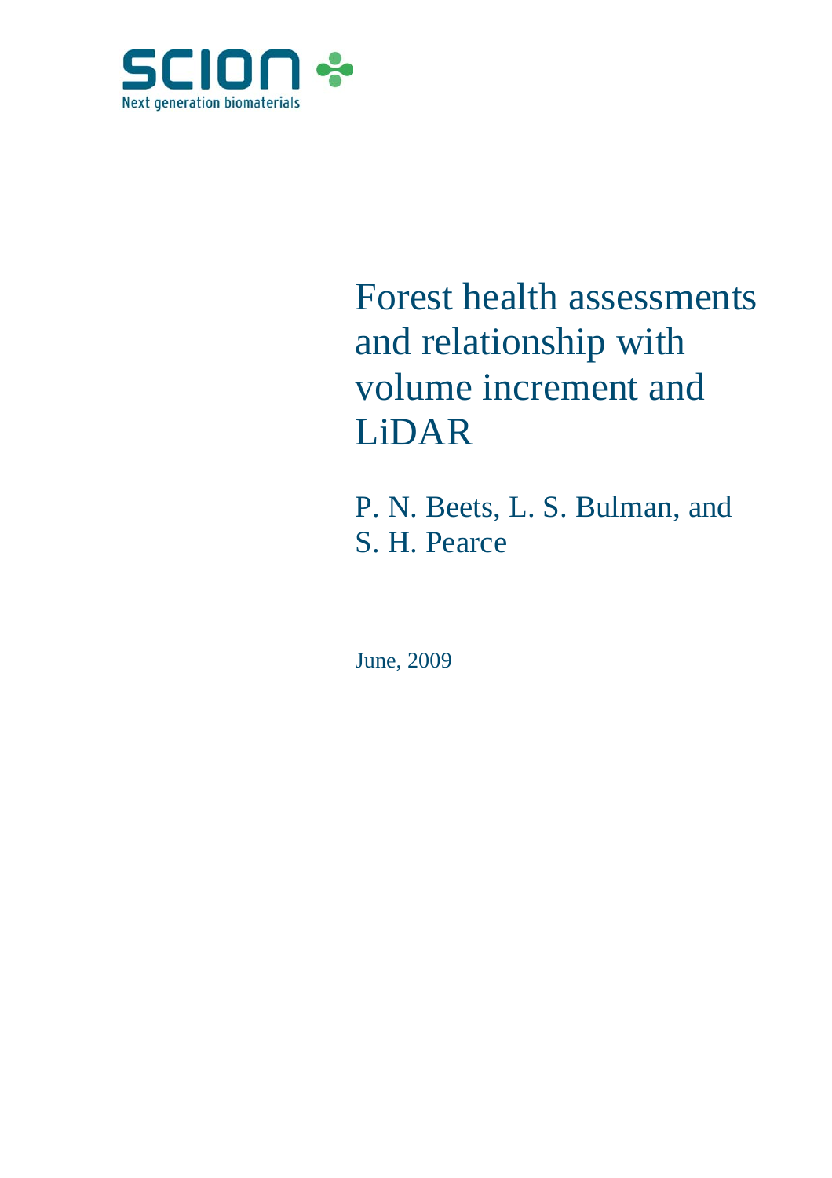SCION

Next generation biomaterials

# Forest health assessments and relationship with volume increment and LiDAR

P. N. Beets, L. S. Bulman, and S. H. Pearce

June, 2009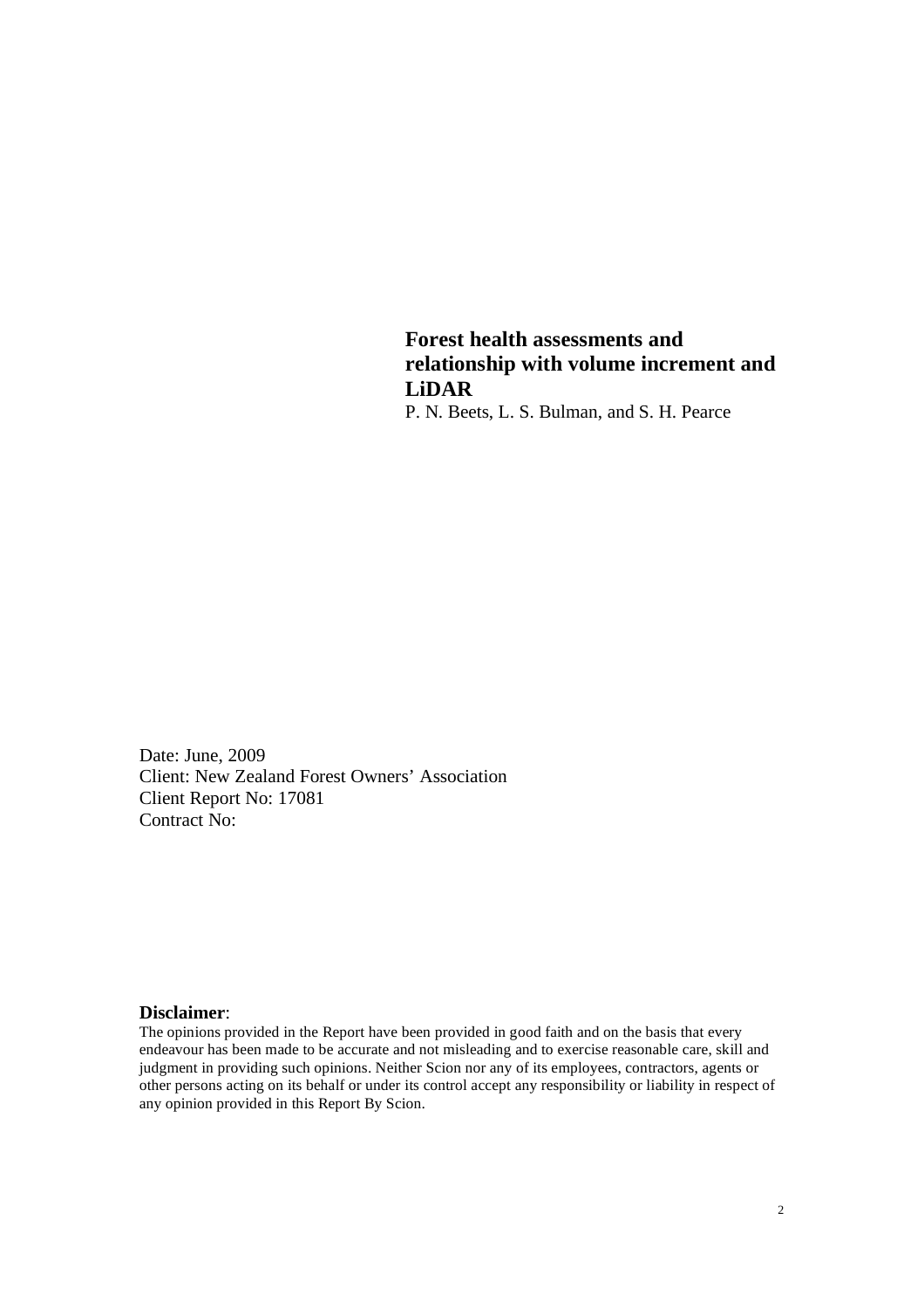**Forest health assessments and relationship with volume increment and LiDAR**

P. N. Beets, L. S. Bulman, and S. H. Pearce

Date: June, 2009
Client: New Zealand Forest Owners' Association
Client Report No: 17081
Contract No:

**Disclaimer**:

The opinions provided in the Report have been provided in good faith and on the basis that every endeavour has been made to be accurate and not misleading and to exercise reasonable care, skill and judgment in providing such opinions. Neither Scion nor any of its employees, contractors, agents or other persons acting on its behalf or under its control accept any responsibility or liability in respect of any opinion provided in this Report By Scion.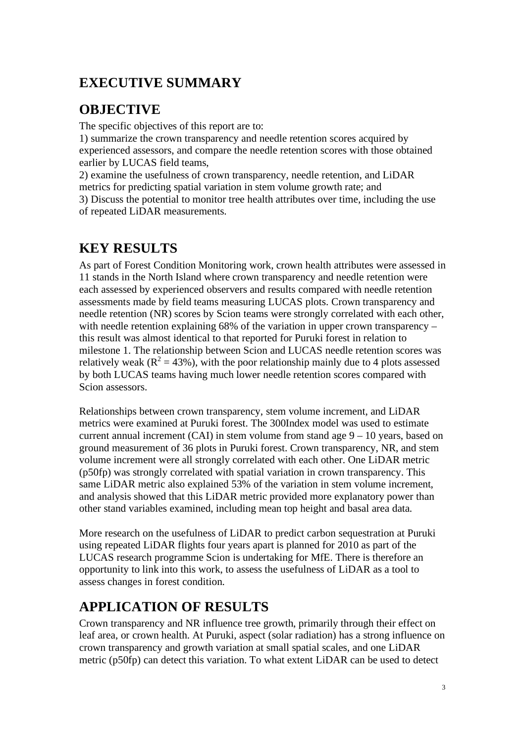# EXECUTIVE SUMMARY

## OBJECTIVE

The specific objectives of this report are to:
1) summarize the crown transparency and needle retention scores acquired by experienced assessors, and compare the needle retention scores with those obtained earlier by LUCAS field teams,
2) examine the usefulness of crown transparency, needle retention, and LiDAR metrics for predicting spatial variation in stem volume growth rate; and
3) Discuss the potential to monitor tree health attributes over time, including the use of repeated LiDAR measurements.

## KEY RESULTS

As part of Forest Condition Monitoring work, crown health attributes were assessed in 11 stands in the North Island where crown transparency and needle retention were each assessed by experienced observers and results compared with needle retention assessments made by field teams measuring LUCAS plots. Crown transparency and needle retention (NR) scores by Scion teams were strongly correlated with each other, with needle retention explaining 68% of the variation in upper crown transparency – this result was almost identical to that reported for Puruki forest in relation to milestone 1. The relationship between Scion and LUCAS needle retention scores was relatively weak ($R^2 = 43\%$), with the poor relationship mainly due to 4 plots assessed by both LUCAS teams having much lower needle retention scores compared with Scion assessors.

Relationships between crown transparency, stem volume increment, and LiDAR metrics were examined at Puruki forest. The 300Index model was used to estimate current annual increment (CAI) in stem volume from stand age 9 – 10 years, based on ground measurement of 36 plots in Puruki forest. Crown transparency, NR, and stem volume increment were all strongly correlated with each other. One LiDAR metric (p50fp) was strongly correlated with spatial variation in crown transparency. This same LiDAR metric also explained 53% of the variation in stem volume increment, and analysis showed that this LiDAR metric provided more explanatory power than other stand variables examined, including mean top height and basal area data.

More research on the usefulness of LiDAR to predict carbon sequestration at Puruki using repeated LiDAR flights four years apart is planned for 2010 as part of the LUCAS research programme Scion is undertaking for MfE. There is therefore an opportunity to link into this work, to assess the usefulness of LiDAR as a tool to assess changes in forest condition.

## APPLICATION OF RESULTS

Crown transparency and NR influence tree growth, primarily through their effect on leaf area, or crown health. At Puruki, aspect (solar radiation) has a strong influence on crown transparency and growth variation at small spatial scales, and one LiDAR metric (p50fp) can detect this variation. To what extent LiDAR can be used to detect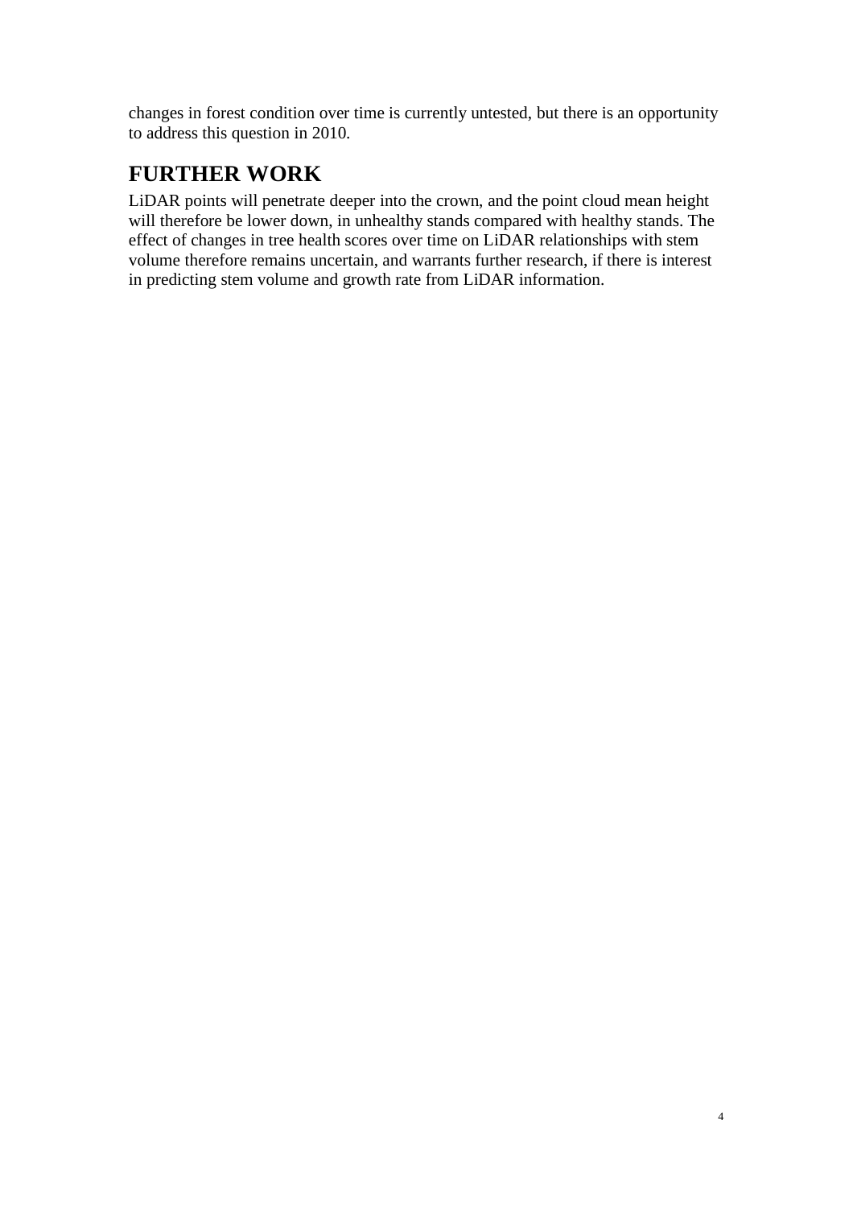changes in forest condition over time is currently untested, but there is an opportunity to address this question in 2010.

## FURTHER WORK

LiDAR points will penetrate deeper into the crown, and the point cloud mean height will therefore be lower down, in unhealthy stands compared with healthy stands. The effect of changes in tree health scores over time on LiDAR relationships with stem volume therefore remains uncertain, and warrants further research, if there is interest in predicting stem volume and growth rate from LiDAR information.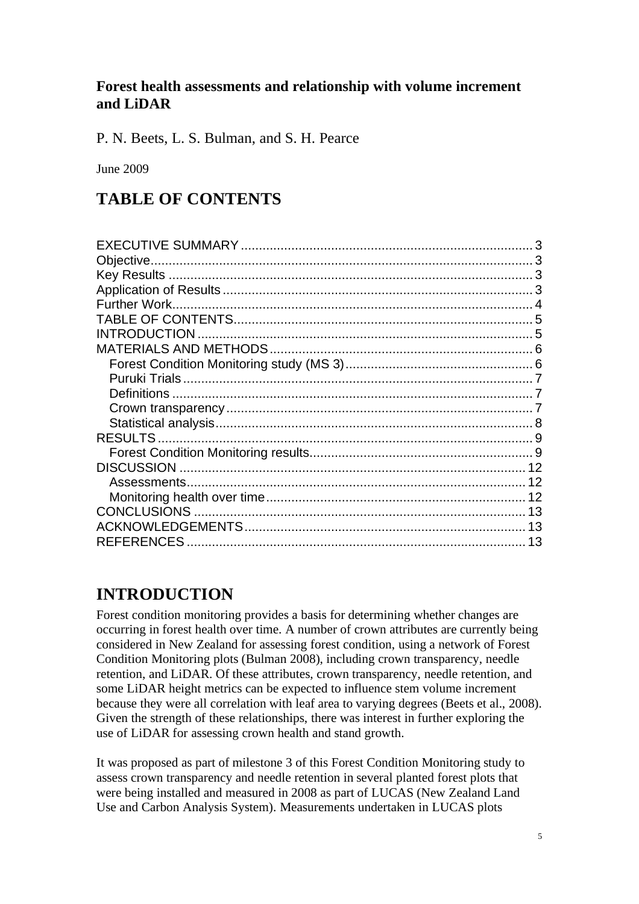**Forest health assessments and relationship with volume increment and LiDAR**

P. N. Beets, L. S. Bulman, and S. H. Pearce

June 2009

# TABLE OF CONTENTS

- EXECUTIVE SUMMARY ........ 3
- Objective ........ 3
- Key Results ........ 3
- Application of Results ........ 3
- Further Work ........ 4
- TABLE OF CONTENTS ........ 5
- INTRODUCTION ........ 5
- MATERIALS AND METHODS ........ 6
  - Forest Condition Monitoring study (MS 3) ........ 6
  - Puruki Trials ........ 7
  - Definitions ........ 7
  - Crown transparency ........ 7
  - Statistical analysis ........ 8
- RESULTS ........ 9
  - Forest Condition Monitoring results ........ 9
- DISCUSSION ........ 12
  - Assessments ........ 12
  - Monitoring health over time ........ 12
- CONCLUSIONS ........ 13
- ACKNOWLEDGEMENTS ........ 13
- REFERENCES ........ 13

# INTRODUCTION

Forest condition monitoring provides a basis for determining whether changes are occurring in forest health over time. A number of crown attributes are currently being considered in New Zealand for assessing forest condition, using a network of Forest Condition Monitoring plots (Bulman 2008), including crown transparency, needle retention, and LiDAR. Of these attributes, crown transparency, needle retention, and some LiDAR height metrics can be expected to influence stem volume increment because they were all correlation with leaf area to varying degrees (Beets et al., 2008). Given the strength of these relationships, there was interest in further exploring the use of LiDAR for assessing crown health and stand growth.

It was proposed as part of milestone 3 of this Forest Condition Monitoring study to assess crown transparency and needle retention in several planted forest plots that were being installed and measured in 2008 as part of LUCAS (New Zealand Land Use and Carbon Analysis System). Measurements undertaken in LUCAS plots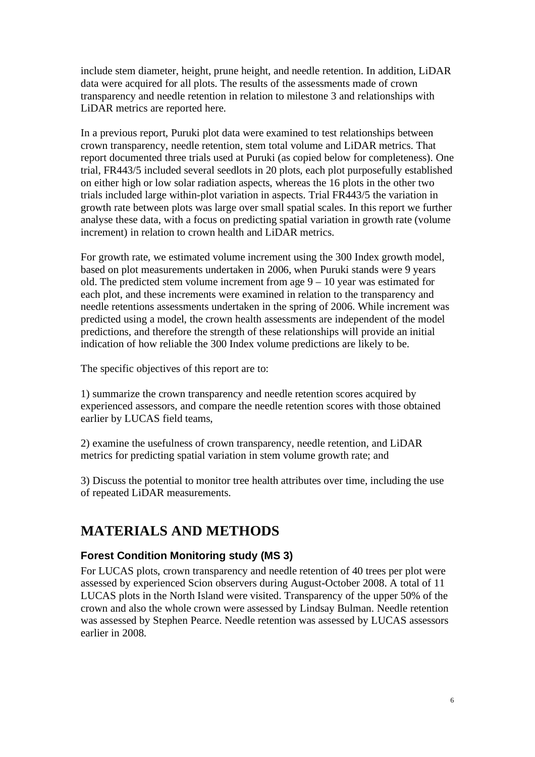include stem diameter, height, prune height, and needle retention. In addition, LiDAR data were acquired for all plots. The results of the assessments made of crown transparency and needle retention in relation to milestone 3 and relationships with LiDAR metrics are reported here.

In a previous report, Puruki plot data were examined to test relationships between crown transparency, needle retention, stem total volume and LiDAR metrics. That report documented three trials used at Puruki (as copied below for completeness). One trial, FR443/5 included several seedlots in 20 plots, each plot purposefully established on either high or low solar radiation aspects, whereas the 16 plots in the other two trials included large within-plot variation in aspects. Trial FR443/5 the variation in growth rate between plots was large over small spatial scales. In this report we further analyse these data, with a focus on predicting spatial variation in growth rate (volume increment) in relation to crown health and LiDAR metrics.

For growth rate, we estimated volume increment using the 300 Index growth model, based on plot measurements undertaken in 2006, when Puruki stands were 9 years old. The predicted stem volume increment from age 9 – 10 year was estimated for each plot, and these increments were examined in relation to the transparency and needle retentions assessments undertaken in the spring of 2006. While increment was predicted using a model, the crown health assessments are independent of the model predictions, and therefore the strength of these relationships will provide an initial indication of how reliable the 300 Index volume predictions are likely to be.

The specific objectives of this report are to:

1) summarize the crown transparency and needle retention scores acquired by experienced assessors, and compare the needle retention scores with those obtained earlier by LUCAS field teams,

2) examine the usefulness of crown transparency, needle retention, and LiDAR metrics for predicting spatial variation in stem volume growth rate; and

3) Discuss the potential to monitor tree health attributes over time, including the use of repeated LiDAR measurements.

# MATERIALS AND METHODS

### Forest Condition Monitoring study (MS 3)

For LUCAS plots, crown transparency and needle retention of 40 trees per plot were assessed by experienced Scion observers during August-October 2008. A total of 11 LUCAS plots in the North Island were visited. Transparency of the upper 50% of the crown and also the whole crown were assessed by Lindsay Bulman. Needle retention was assessed by Stephen Pearce. Needle retention was assessed by LUCAS assessors earlier in 2008.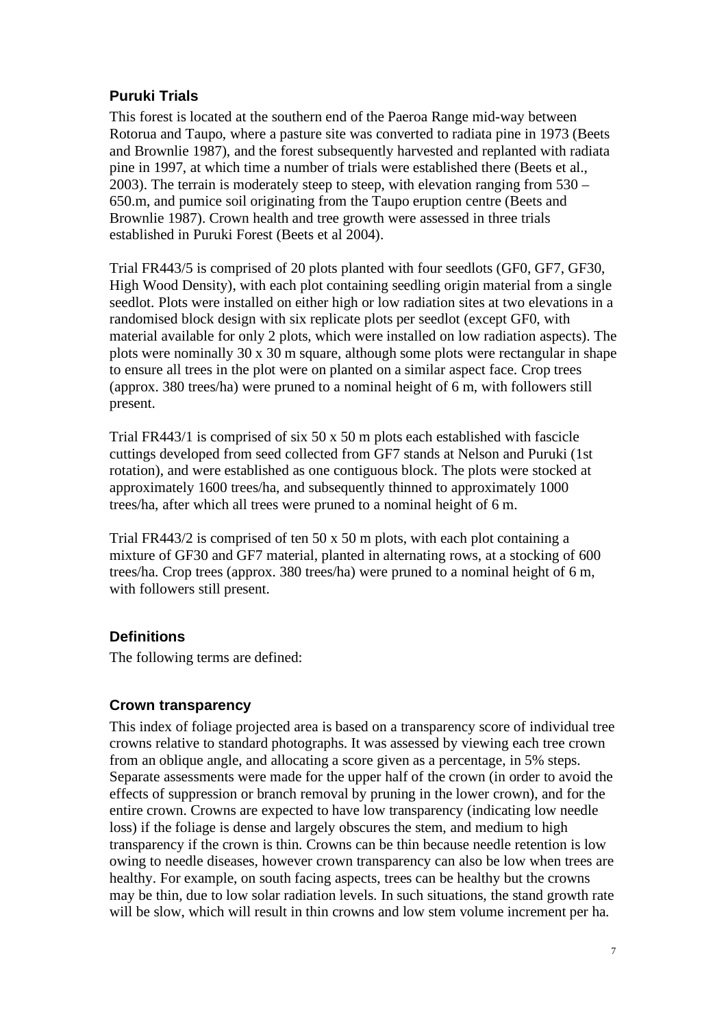### Puruki Trials

This forest is located at the southern end of the Paeroa Range mid-way between Rotorua and Taupo, where a pasture site was converted to radiata pine in 1973 (Beets and Brownlie 1987), and the forest subsequently harvested and replanted with radiata pine in 1997, at which time a number of trials were established there (Beets et al., 2003). The terrain is moderately steep to steep, with elevation ranging from 530 – 650.m, and pumice soil originating from the Taupo eruption centre (Beets and Brownlie 1987). Crown health and tree growth were assessed in three trials established in Puruki Forest (Beets et al 2004).

Trial FR443/5 is comprised of 20 plots planted with four seedlots (GF0, GF7, GF30, High Wood Density), with each plot containing seedling origin material from a single seedlot. Plots were installed on either high or low radiation sites at two elevations in a randomised block design with six replicate plots per seedlot (except GF0, with material available for only 2 plots, which were installed on low radiation aspects). The plots were nominally 30 x 30 m square, although some plots were rectangular in shape to ensure all trees in the plot were on planted on a similar aspect face. Crop trees (approx. 380 trees/ha) were pruned to a nominal height of 6 m, with followers still present.

Trial FR443/1 is comprised of six 50 x 50 m plots each established with fascicle cuttings developed from seed collected from GF7 stands at Nelson and Puruki (1st rotation), and were established as one contiguous block. The plots were stocked at approximately 1600 trees/ha, and subsequently thinned to approximately 1000 trees/ha, after which all trees were pruned to a nominal height of 6 m.

Trial FR443/2 is comprised of ten 50 x 50 m plots, with each plot containing a mixture of GF30 and GF7 material, planted in alternating rows, at a stocking of 600 trees/ha. Crop trees (approx. 380 trees/ha) were pruned to a nominal height of 6 m, with followers still present.

### Definitions

The following terms are defined:

### Crown transparency

This index of foliage projected area is based on a transparency score of individual tree crowns relative to standard photographs. It was assessed by viewing each tree crown from an oblique angle, and allocating a score given as a percentage, in 5% steps. Separate assessments were made for the upper half of the crown (in order to avoid the effects of suppression or branch removal by pruning in the lower crown), and for the entire crown. Crowns are expected to have low transparency (indicating low needle loss) if the foliage is dense and largely obscures the stem, and medium to high transparency if the crown is thin. Crowns can be thin because needle retention is low owing to needle diseases, however crown transparency can also be low when trees are healthy. For example, on south facing aspects, trees can be healthy but the crowns may be thin, due to low solar radiation levels. In such situations, the stand growth rate will be slow, which will result in thin crowns and low stem volume increment per ha.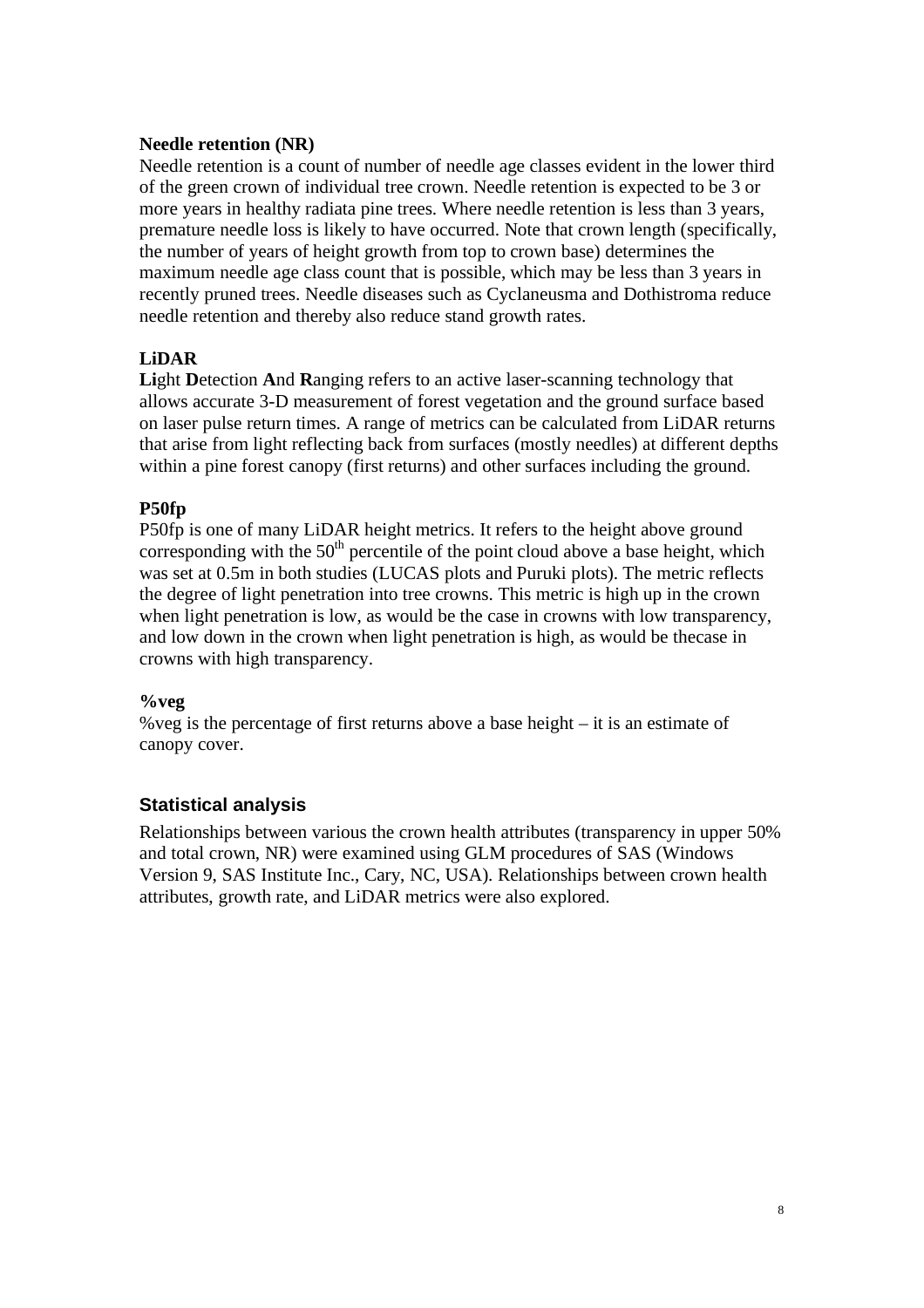**Needle retention (NR)**

Needle retention is a count of number of needle age classes evident in the lower third of the green crown of individual tree crown. Needle retention is expected to be 3 or more years in healthy radiata pine trees. Where needle retention is less than 3 years, premature needle loss is likely to have occurred. Note that crown length (specifically, the number of years of height growth from top to crown base) determines the maximum needle age class count that is possible, which may be less than 3 years in recently pruned trees. Needle diseases such as Cyclaneusma and Dothistroma reduce needle retention and thereby also reduce stand growth rates.

**LiDAR**

**Li**ght **D**etection **A**nd **R**anging refers to an active laser-scanning technology that allows accurate 3-D measurement of forest vegetation and the ground surface based on laser pulse return times. A range of metrics can be calculated from LiDAR returns that arise from light reflecting back from surfaces (mostly needles) at different depths within a pine forest canopy (first returns) and other surfaces including the ground.

**P50fp**

P50fp is one of many LiDAR height metrics. It refers to the height above ground corresponding with the $50^{th}$ percentile of the point cloud above a base height, which was set at 0.5m in both studies (LUCAS plots and Puruki plots). The metric reflects the degree of light penetration into tree crowns. This metric is high up in the crown when light penetration is low, as would be the case in crowns with low transparency, and low down in the crown when light penetration is high, as would be thecase in crowns with high transparency.

**%veg**

%veg is the percentage of first returns above a base height – it is an estimate of canopy cover.

## Statistical analysis

Relationships between various the crown health attributes (transparency in upper 50% and total crown, NR) were examined using GLM procedures of SAS (Windows Version 9, SAS Institute Inc., Cary, NC, USA). Relationships between crown health attributes, growth rate, and LiDAR metrics were also explored.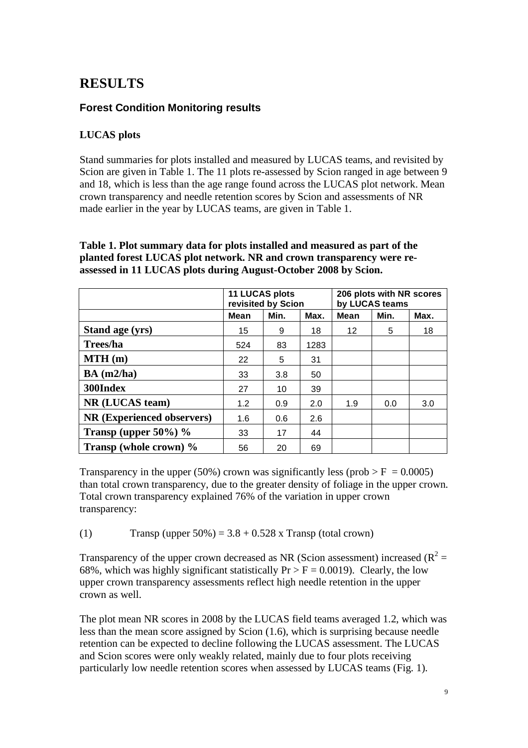# RESULTS

## Forest Condition Monitoring results

### LUCAS plots

Stand summaries for plots installed and measured by LUCAS teams, and revisited by Scion are given in Table 1. The 11 plots re-assessed by Scion ranged in age between 9 and 18, which is less than the age range found across the LUCAS plot network. Mean crown transparency and needle retention scores by Scion and assessments of NR made earlier in the year by LUCAS teams, are given in Table 1.

**Table 1. Plot summary data for plots installed and measured as part of the planted forest LUCAS plot network. NR and crown transparency were re-assessed in 11 LUCAS plots during August-October 2008 by Scion.**

| | 11 LUCAS plots revisited by Scion | | | 206 plots with NR scores by LUCAS teams | | |
|---|---|---|---|---|---|---|
| | Mean | Min. | Max. | Mean | Min. | Max. |
| **Stand age (yrs)** | 15 | 9 | 18 | 12 | 5 | 18 |
| **Trees/ha** | 524 | 83 | 1283 | | | |
| **MTH (m)** | 22 | 5 | 31 | | | |
| **BA (m2/ha)** | 33 | 3.8 | 50 | | | |
| **300Index** | 27 | 10 | 39 | | | |
| **NR (LUCAS team)** | 1.2 | 0.9 | 2.0 | 1.9 | 0.0 | 3.0 |
| **NR (Experienced observers)** | 1.6 | 0.6 | 2.6 | | | |
| **Transp (upper 50%) %** | 33 | 17 | 44 | | | |
| **Transp (whole crown) %** | 56 | 20 | 69 | | | |

Transparency in the upper (50%) crown was significantly less (prob > F = 0.0005) than total crown transparency, due to the greater density of foliage in the upper crown. Total crown transparency explained 76% of the variation in upper crown transparency:

(1) Transp (upper 50%) = 3.8 + 0.528 x Transp (total crown)

Transparency of the upper crown decreased as NR (Scion assessment) increased ($R^2$ = 68%, which was highly significant statistically Pr > F = 0.0019). Clearly, the low upper crown transparency assessments reflect high needle retention in the upper crown as well.

The plot mean NR scores in 2008 by the LUCAS field teams averaged 1.2, which was less than the mean score assigned by Scion (1.6), which is surprising because needle retention can be expected to decline following the LUCAS assessment. The LUCAS and Scion scores were only weakly related, mainly due to four plots receiving particularly low needle retention scores when assessed by LUCAS teams (Fig. 1).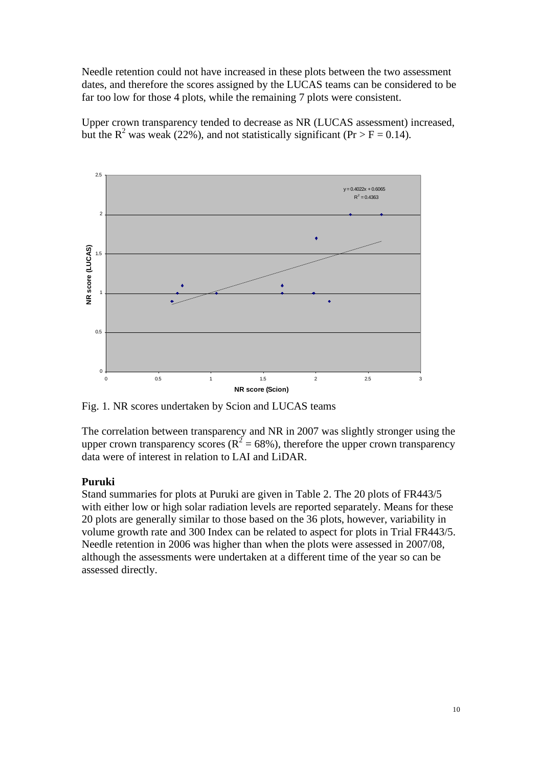Needle retention could not have increased in these plots between the two assessment dates, and therefore the scores assigned by the LUCAS teams can be considered to be far too low for those 4 plots, while the remaining 7 plots were consistent.

Upper crown transparency tended to decrease as NR (LUCAS assessment) increased, but the $R^2$ was weak (22%), and not statistically significant ($Pr > F = 0.14$).

Fig. 1. NR scores undertaken by Scion and LUCAS teams

The correlation between transparency and NR in 2007 was slightly stronger using the upper crown transparency scores ($R^2 = 68\%$), therefore the upper crown transparency data were of interest in relation to LAI and LiDAR.

**Puruki**

Stand summaries for plots at Puruki are given in Table 2. The 20 plots of FR443/5 with either low or high solar radiation levels are reported separately. Means for these 20 plots are generally similar to those based on the 36 plots, however, variability in volume growth rate and 300 Index can be related to aspect for plots in Trial FR443/5. Needle retention in 2006 was higher than when the plots were assessed in 2007/08, although the assessments were undertaken at a different time of the year so can be assessed directly.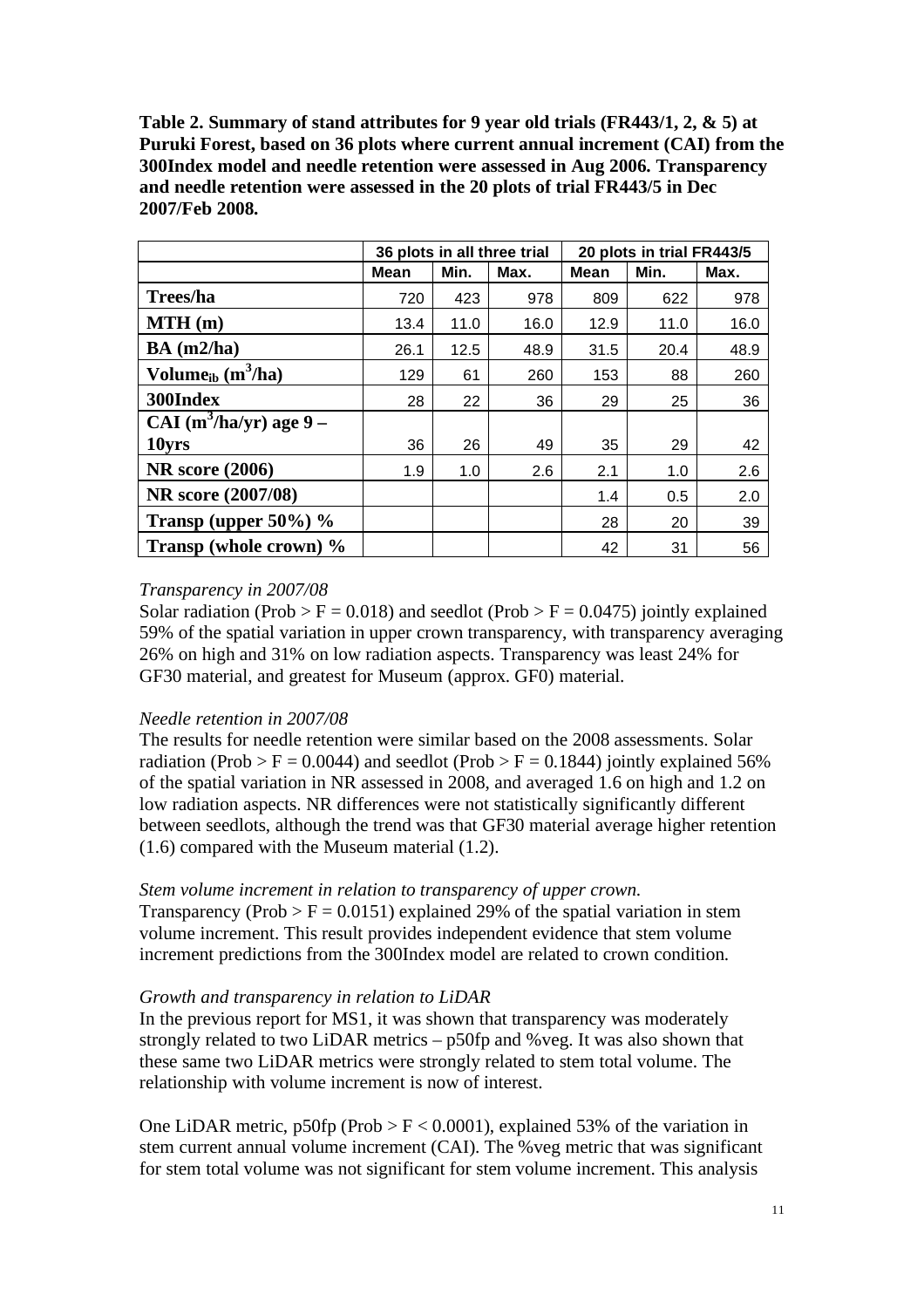**Table 2. Summary of stand attributes for 9 year old trials (FR443/1, 2, & 5) at Puruki Forest, based on 36 plots where current annual increment (CAI) from the 300Index model and needle retention were assessed in Aug 2006. Transparency and needle retention were assessed in the 20 plots of trial FR443/5 in Dec 2007/Feb 2008.**

| | 36 plots in all three trial | | | 20 plots in trial FR443/5 | | |
|---|---|---|---|---|---|---|
| | Mean | Min. | Max. | Mean | Min. | Max. |
| **Trees/ha** | 720 | 423 | 978 | 809 | 622 | 978 |
| **MTH (m)** | 13.4 | 11.0 | 16.0 | 12.9 | 11.0 | 16.0 |
| **BA (m2/ha)** | 26.1 | 12.5 | 48.9 | 31.5 | 20.4 | 48.9 |
| **Volume$_{ib}$ ($m^3$/ha)** | 129 | 61 | 260 | 153 | 88 | 260 |
| **300Index** | 28 | 22 | 36 | 29 | 25 | 36 |
| **CAI ($m^3$/ha/yr) age 9 – 10yrs** | 36 | 26 | 49 | 35 | 29 | 42 |
| **NR score (2006)** | 1.9 | 1.0 | 2.6 | 2.1 | 1.0 | 2.6 |
| **NR score (2007/08)** | | | | 1.4 | 0.5 | 2.0 |
| **Transp (upper 50%) %** | | | | 28 | 20 | 39 |
| **Transp (whole crown) %** | | | | 42 | 31 | 56 |

*Transparency in 2007/08*

Solar radiation (Prob > F = 0.018) and seedlot (Prob > F = 0.0475) jointly explained 59% of the spatial variation in upper crown transparency, with transparency averaging 26% on high and 31% on low radiation aspects. Transparency was least 24% for GF30 material, and greatest for Museum (approx. GF0) material.

*Needle retention in 2007/08*

The results for needle retention were similar based on the 2008 assessments. Solar radiation (Prob > F = 0.0044) and seedlot (Prob > F = 0.1844) jointly explained 56% of the spatial variation in NR assessed in 2008, and averaged 1.6 on high and 1.2 on low radiation aspects. NR differences were not statistically significantly different between seedlots, although the trend was that GF30 material average higher retention (1.6) compared with the Museum material (1.2).

*Stem volume increment in relation to transparency of upper crown.*

Transparency (Prob > F = 0.0151) explained 29% of the spatial variation in stem volume increment. This result provides independent evidence that stem volume increment predictions from the 300Index model are related to crown condition.

*Growth and transparency in relation to LiDAR*

In the previous report for MS1, it was shown that transparency was moderately strongly related to two LiDAR metrics – p50fp and %veg. It was also shown that these same two LiDAR metrics were strongly related to stem total volume. The relationship with volume increment is now of interest.

One LiDAR metric, p50fp (Prob > F < 0.0001), explained 53% of the variation in stem current annual volume increment (CAI). The %veg metric that was significant for stem total volume was not significant for stem volume increment. This analysis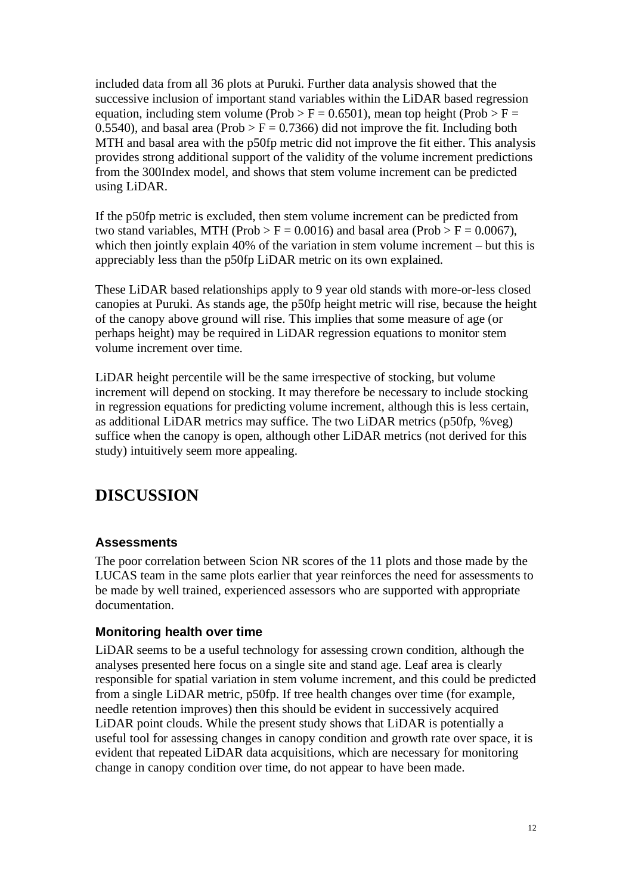included data from all 36 plots at Puruki. Further data analysis showed that the successive inclusion of important stand variables within the LiDAR based regression equation, including stem volume (Prob > F = 0.6501), mean top height (Prob > F = 0.5540), and basal area (Prob > F = 0.7366) did not improve the fit. Including both MTH and basal area with the p50fp metric did not improve the fit either. This analysis provides strong additional support of the validity of the volume increment predictions from the 300Index model, and shows that stem volume increment can be predicted using LiDAR.

If the p50fp metric is excluded, then stem volume increment can be predicted from two stand variables, MTH (Prob > F = 0.0016) and basal area (Prob > F = 0.0067), which then jointly explain 40% of the variation in stem volume increment – but this is appreciably less than the p50fp LiDAR metric on its own explained.

These LiDAR based relationships apply to 9 year old stands with more-or-less closed canopies at Puruki. As stands age, the p50fp height metric will rise, because the height of the canopy above ground will rise. This implies that some measure of age (or perhaps height) may be required in LiDAR regression equations to monitor stem volume increment over time.

LiDAR height percentile will be the same irrespective of stocking, but volume increment will depend on stocking. It may therefore be necessary to include stocking in regression equations for predicting volume increment, although this is less certain, as additional LiDAR metrics may suffice. The two LiDAR metrics (p50fp, %veg) suffice when the canopy is open, although other LiDAR metrics (not derived for this study) intuitively seem more appealing.

# DISCUSSION

### Assessments

The poor correlation between Scion NR scores of the 11 plots and those made by the LUCAS team in the same plots earlier that year reinforces the need for assessments to be made by well trained, experienced assessors who are supported with appropriate documentation.

### Monitoring health over time

LiDAR seems to be a useful technology for assessing crown condition, although the analyses presented here focus on a single site and stand age. Leaf area is clearly responsible for spatial variation in stem volume increment, and this could be predicted from a single LiDAR metric, p50fp. If tree health changes over time (for example, needle retention improves) then this should be evident in successively acquired LiDAR point clouds. While the present study shows that LiDAR is potentially a useful tool for assessing changes in canopy condition and growth rate over space, it is evident that repeated LiDAR data acquisitions, which are necessary for monitoring change in canopy condition over time, do not appear to have been made.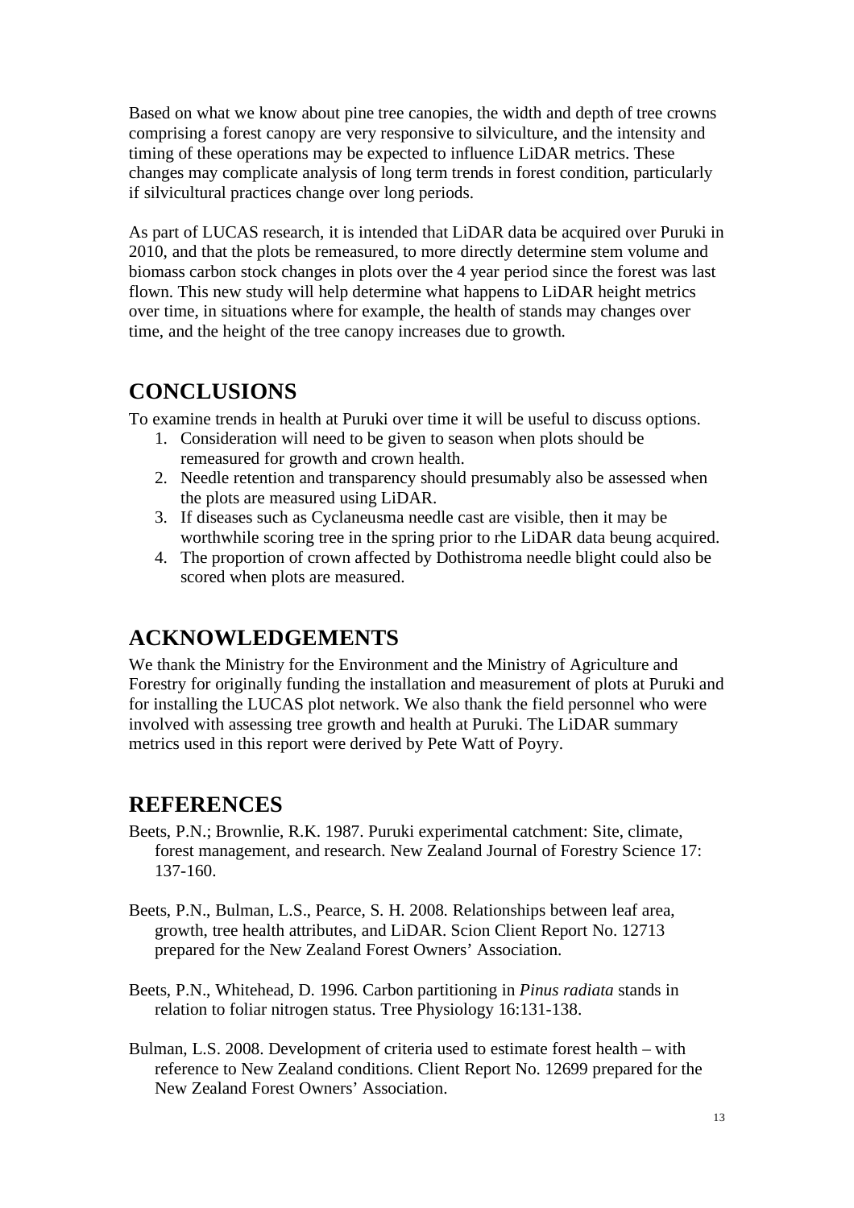Based on what we know about pine tree canopies, the width and depth of tree crowns comprising a forest canopy are very responsive to silviculture, and the intensity and timing of these operations may be expected to influence LiDAR metrics. These changes may complicate analysis of long term trends in forest condition, particularly if silvicultural practices change over long periods.

As part of LUCAS research, it is intended that LiDAR data be acquired over Puruki in 2010, and that the plots be remeasured, to more directly determine stem volume and biomass carbon stock changes in plots over the 4 year period since the forest was last flown. This new study will help determine what happens to LiDAR height metrics over time, in situations where for example, the health of stands may changes over time, and the height of the tree canopy increases due to growth.

## CONCLUSIONS

To examine trends in health at Puruki over time it will be useful to discuss options.

1. Consideration will need to be given to season when plots should be remeasured for growth and crown health.
2. Needle retention and transparency should presumably also be assessed when the plots are measured using LiDAR.
3. If diseases such as Cyclaneusma needle cast are visible, then it may be worthwhile scoring tree in the spring prior to rhe LiDAR data beung acquired.
4. The proportion of crown affected by Dothistroma needle blight could also be scored when plots are measured.

## ACKNOWLEDGEMENTS

We thank the Ministry for the Environment and the Ministry of Agriculture and Forestry for originally funding the installation and measurement of plots at Puruki and for installing the LUCAS plot network. We also thank the field personnel who were involved with assessing tree growth and health at Puruki. The LiDAR summary metrics used in this report were derived by Pete Watt of Poyry.

## REFERENCES

Beets, P.N.; Brownlie, R.K. 1987. Puruki experimental catchment: Site, climate, forest management, and research. New Zealand Journal of Forestry Science 17: 137-160.

Beets, P.N., Bulman, L.S., Pearce, S. H. 2008. Relationships between leaf area, growth, tree health attributes, and LiDAR. Scion Client Report No. 12713 prepared for the New Zealand Forest Owners' Association.

Beets, P.N., Whitehead, D. 1996. Carbon partitioning in *Pinus radiata* stands in relation to foliar nitrogen status. Tree Physiology 16:131-138.

Bulman, L.S. 2008. Development of criteria used to estimate forest health – with reference to New Zealand conditions. Client Report No. 12699 prepared for the New Zealand Forest Owners' Association.